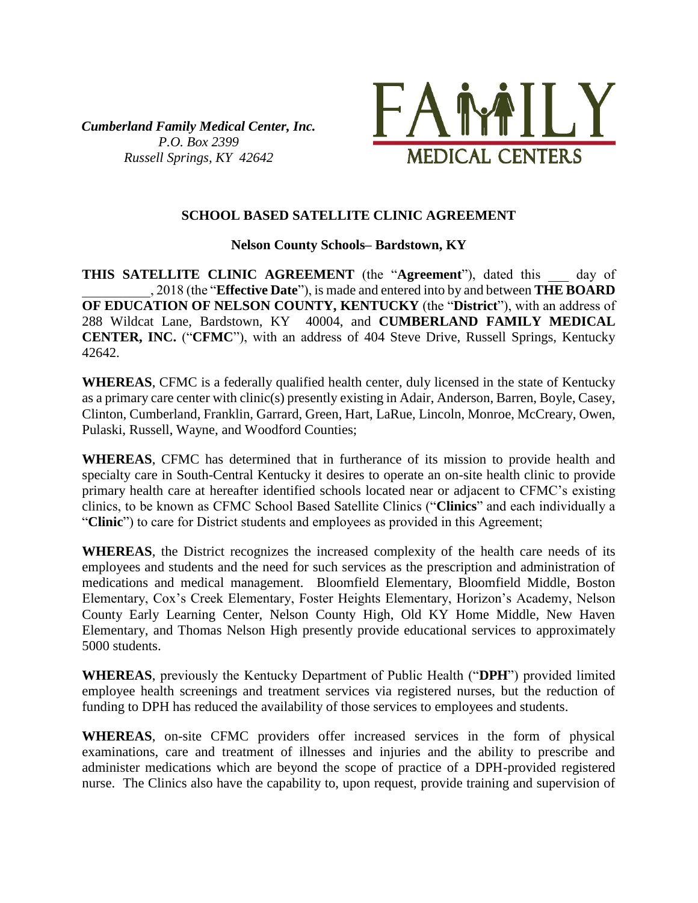*Cumberland Family Medical Center, Inc.*
*P.O. Box 2399*
*Russell Springs, KY 42642*

FAMILY
MEDICAL CENTERS

## SCHOOL BASED SATELLITE CLINIC AGREEMENT

### Nelson County Schools– Bardstown, KY

**THIS SATELLITE CLINIC AGREEMENT** (the "**Agreement**"), dated this ___ day of __________, 2018 (the "**Effective Date**"), is made and entered into by and between **THE BOARD OF EDUCATION OF NELSON COUNTY, KENTUCKY** (the "**District**"), with an address of 288 Wildcat Lane, Bardstown, KY 40004, and **CUMBERLAND FAMILY MEDICAL CENTER, INC.** ("**CFMC**"), with an address of 404 Steve Drive, Russell Springs, Kentucky 42642.

**WHEREAS**, CFMC is a federally qualified health center, duly licensed in the state of Kentucky as a primary care center with clinic(s) presently existing in Adair, Anderson, Barren, Boyle, Casey, Clinton, Cumberland, Franklin, Garrard, Green, Hart, LaRue, Lincoln, Monroe, McCreary, Owen, Pulaski, Russell, Wayne, and Woodford Counties;

**WHEREAS**, CFMC has determined that in furtherance of its mission to provide health and specialty care in South-Central Kentucky it desires to operate an on-site health clinic to provide primary health care at hereafter identified schools located near or adjacent to CFMC's existing clinics, to be known as CFMC School Based Satellite Clinics ("**Clinics**" and each individually a "**Clinic**") to care for District students and employees as provided in this Agreement;

**WHEREAS**, the District recognizes the increased complexity of the health care needs of its employees and students and the need for such services as the prescription and administration of medications and medical management. Bloomfield Elementary, Bloomfield Middle, Boston Elementary, Cox's Creek Elementary, Foster Heights Elementary, Horizon's Academy, Nelson County Early Learning Center, Nelson County High, Old KY Home Middle, New Haven Elementary, and Thomas Nelson High presently provide educational services to approximately 5000 students.

**WHEREAS**, previously the Kentucky Department of Public Health ("**DPH**") provided limited employee health screenings and treatment services via registered nurses, but the reduction of funding to DPH has reduced the availability of those services to employees and students.

**WHEREAS**, on-site CFMC providers offer increased services in the form of physical examinations, care and treatment of illnesses and injuries and the ability to prescribe and administer medications which are beyond the scope of practice of a DPH-provided registered nurse. The Clinics also have the capability to, upon request, provide training and supervision of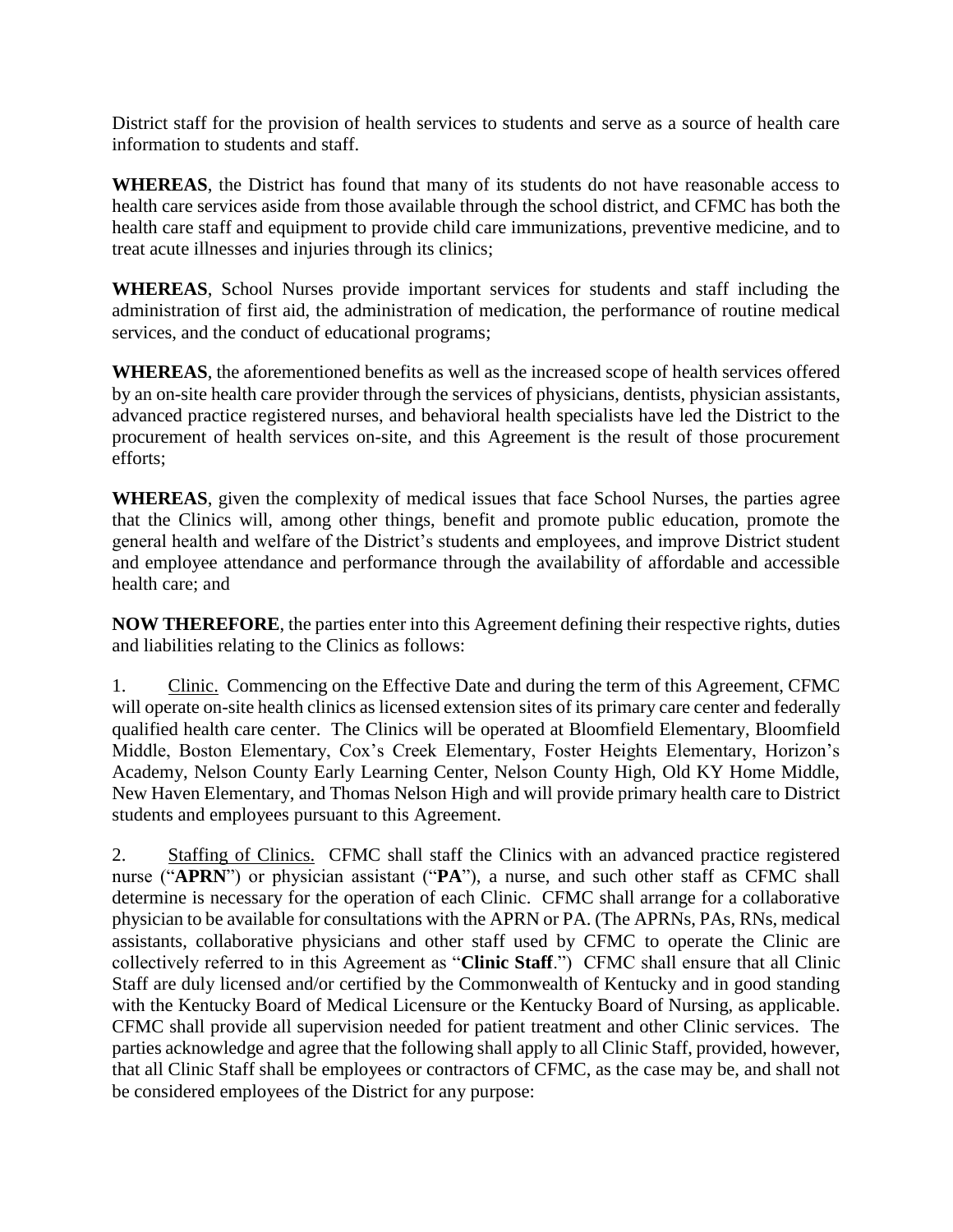District staff for the provision of health services to students and serve as a source of health care information to students and staff.

**WHEREAS**, the District has found that many of its students do not have reasonable access to health care services aside from those available through the school district, and CFMC has both the health care staff and equipment to provide child care immunizations, preventive medicine, and to treat acute illnesses and injuries through its clinics;

**WHEREAS**, School Nurses provide important services for students and staff including the administration of first aid, the administration of medication, the performance of routine medical services, and the conduct of educational programs;

**WHEREAS**, the aforementioned benefits as well as the increased scope of health services offered by an on-site health care provider through the services of physicians, dentists, physician assistants, advanced practice registered nurses, and behavioral health specialists have led the District to the procurement of health services on-site, and this Agreement is the result of those procurement efforts;

**WHEREAS**, given the complexity of medical issues that face School Nurses, the parties agree that the Clinics will, among other things, benefit and promote public education, promote the general health and welfare of the District's students and employees, and improve District student and employee attendance and performance through the availability of affordable and accessible health care; and

**NOW THEREFORE**, the parties enter into this Agreement defining their respective rights, duties and liabilities relating to the Clinics as follows:

1. Clinic. Commencing on the Effective Date and during the term of this Agreement, CFMC will operate on-site health clinics as licensed extension sites of its primary care center and federally qualified health care center. The Clinics will be operated at Bloomfield Elementary, Bloomfield Middle, Boston Elementary, Cox's Creek Elementary, Foster Heights Elementary, Horizon's Academy, Nelson County Early Learning Center, Nelson County High, Old KY Home Middle, New Haven Elementary, and Thomas Nelson High and will provide primary health care to District students and employees pursuant to this Agreement.

2. Staffing of Clinics. CFMC shall staff the Clinics with an advanced practice registered nurse ("**APRN**") or physician assistant ("**PA**"), a nurse, and such other staff as CFMC shall determine is necessary for the operation of each Clinic. CFMC shall arrange for a collaborative physician to be available for consultations with the APRN or PA. (The APRNs, PAs, RNs, medical assistants, collaborative physicians and other staff used by CFMC to operate the Clinic are collectively referred to in this Agreement as "**Clinic Staff**.") CFMC shall ensure that all Clinic Staff are duly licensed and/or certified by the Commonwealth of Kentucky and in good standing with the Kentucky Board of Medical Licensure or the Kentucky Board of Nursing, as applicable. CFMC shall provide all supervision needed for patient treatment and other Clinic services. The parties acknowledge and agree that the following shall apply to all Clinic Staff, provided, however, that all Clinic Staff shall be employees or contractors of CFMC, as the case may be, and shall not be considered employees of the District for any purpose: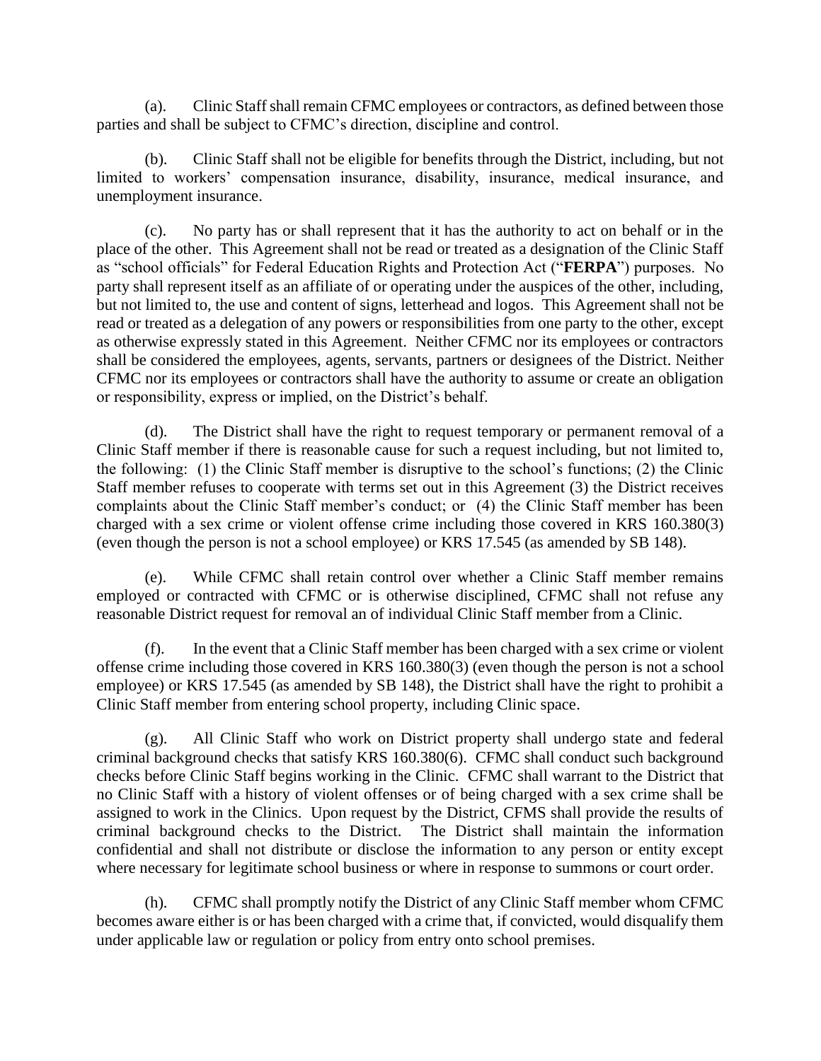(a). Clinic Staff shall remain CFMC employees or contractors, as defined between those parties and shall be subject to CFMC's direction, discipline and control.

(b). Clinic Staff shall not be eligible for benefits through the District, including, but not limited to workers' compensation insurance, disability, insurance, medical insurance, and unemployment insurance.

(c). No party has or shall represent that it has the authority to act on behalf or in the place of the other. This Agreement shall not be read or treated as a designation of the Clinic Staff as "school officials" for Federal Education Rights and Protection Act ("**FERPA**") purposes. No party shall represent itself as an affiliate of or operating under the auspices of the other, including, but not limited to, the use and content of signs, letterhead and logos. This Agreement shall not be read or treated as a delegation of any powers or responsibilities from one party to the other, except as otherwise expressly stated in this Agreement. Neither CFMC nor its employees or contractors shall be considered the employees, agents, servants, partners or designees of the District. Neither CFMC nor its employees or contractors shall have the authority to assume or create an obligation or responsibility, express or implied, on the District's behalf.

(d). The District shall have the right to request temporary or permanent removal of a Clinic Staff member if there is reasonable cause for such a request including, but not limited to, the following: (1) the Clinic Staff member is disruptive to the school's functions; (2) the Clinic Staff member refuses to cooperate with terms set out in this Agreement (3) the District receives complaints about the Clinic Staff member's conduct; or (4) the Clinic Staff member has been charged with a sex crime or violent offense crime including those covered in KRS 160.380(3) (even though the person is not a school employee) or KRS 17.545 (as amended by SB 148).

(e). While CFMC shall retain control over whether a Clinic Staff member remains employed or contracted with CFMC or is otherwise disciplined, CFMC shall not refuse any reasonable District request for removal an of individual Clinic Staff member from a Clinic.

(f). In the event that a Clinic Staff member has been charged with a sex crime or violent offense crime including those covered in KRS 160.380(3) (even though the person is not a school employee) or KRS 17.545 (as amended by SB 148), the District shall have the right to prohibit a Clinic Staff member from entering school property, including Clinic space.

(g). All Clinic Staff who work on District property shall undergo state and federal criminal background checks that satisfy KRS 160.380(6). CFMC shall conduct such background checks before Clinic Staff begins working in the Clinic. CFMC shall warrant to the District that no Clinic Staff with a history of violent offenses or of being charged with a sex crime shall be assigned to work in the Clinics. Upon request by the District, CFMS shall provide the results of criminal background checks to the District. The District shall maintain the information confidential and shall not distribute or disclose the information to any person or entity except where necessary for legitimate school business or where in response to summons or court order.

(h). CFMC shall promptly notify the District of any Clinic Staff member whom CFMC becomes aware either is or has been charged with a crime that, if convicted, would disqualify them under applicable law or regulation or policy from entry onto school premises.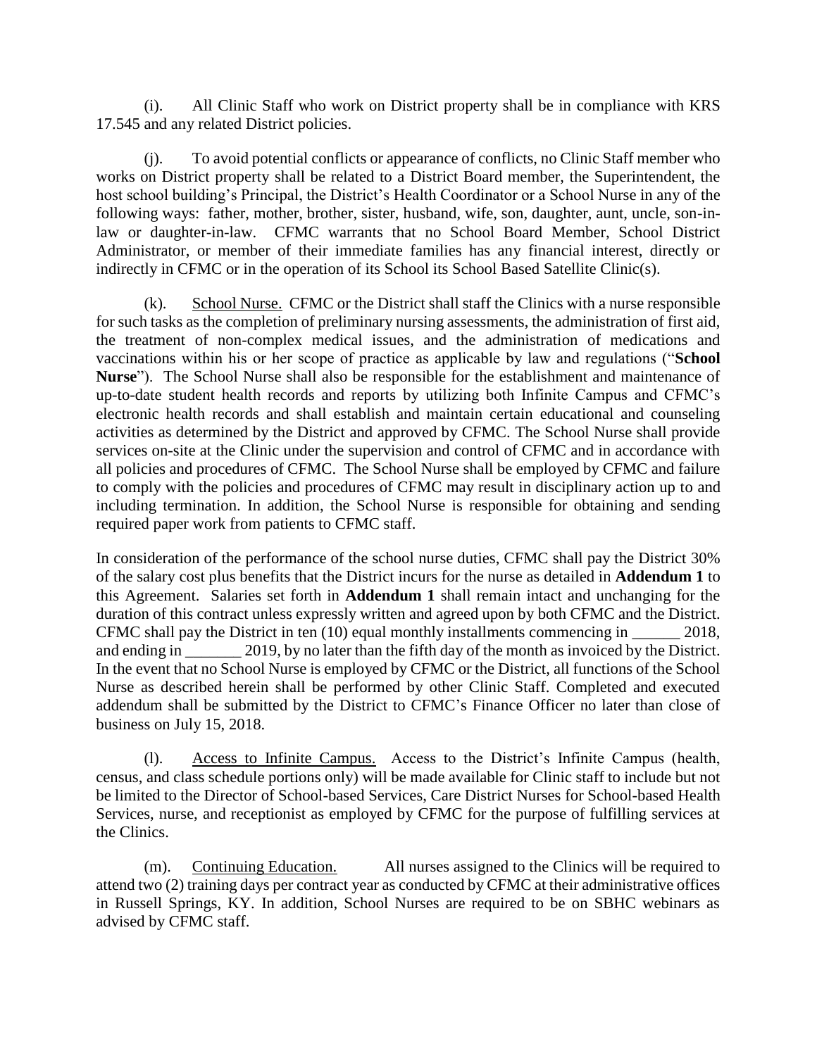(i). All Clinic Staff who work on District property shall be in compliance with KRS 17.545 and any related District policies.

(j). To avoid potential conflicts or appearance of conflicts, no Clinic Staff member who works on District property shall be related to a District Board member, the Superintendent, the host school building's Principal, the District's Health Coordinator or a School Nurse in any of the following ways: father, mother, brother, sister, husband, wife, son, daughter, aunt, uncle, son-in-law or daughter-in-law. CFMC warrants that no School Board Member, School District Administrator, or member of their immediate families has any financial interest, directly or indirectly in CFMC or in the operation of its School its School Based Satellite Clinic(s).

(k). School Nurse. CFMC or the District shall staff the Clinics with a nurse responsible for such tasks as the completion of preliminary nursing assessments, the administration of first aid, the treatment of non-complex medical issues, and the administration of medications and vaccinations within his or her scope of practice as applicable by law and regulations ("**School Nurse**"). The School Nurse shall also be responsible for the establishment and maintenance of up-to-date student health records and reports by utilizing both Infinite Campus and CFMC's electronic health records and shall establish and maintain certain educational and counseling activities as determined by the District and approved by CFMC. The School Nurse shall provide services on-site at the Clinic under the supervision and control of CFMC and in accordance with all policies and procedures of CFMC. The School Nurse shall be employed by CFMC and failure to comply with the policies and procedures of CFMC may result in disciplinary action up to and including termination. In addition, the School Nurse is responsible for obtaining and sending required paper work from patients to CFMC staff.

In consideration of the performance of the school nurse duties, CFMC shall pay the District 30% of the salary cost plus benefits that the District incurs for the nurse as detailed in **Addendum 1** to this Agreement. Salaries set forth in **Addendum 1** shall remain intact and unchanging for the duration of this contract unless expressly written and agreed upon by both CFMC and the District. CFMC shall pay the District in ten (10) equal monthly installments commencing in ______ 2018, and ending in _______ 2019, by no later than the fifth day of the month as invoiced by the District. In the event that no School Nurse is employed by CFMC or the District, all functions of the School Nurse as described herein shall be performed by other Clinic Staff. Completed and executed addendum shall be submitted by the District to CFMC's Finance Officer no later than close of business on July 15, 2018.

(l). Access to Infinite Campus. Access to the District's Infinite Campus (health, census, and class schedule portions only) will be made available for Clinic staff to include but not be limited to the Director of School-based Services, Care District Nurses for School-based Health Services, nurse, and receptionist as employed by CFMC for the purpose of fulfilling services at the Clinics.

(m). Continuing Education. All nurses assigned to the Clinics will be required to attend two (2) training days per contract year as conducted by CFMC at their administrative offices in Russell Springs, KY. In addition, School Nurses are required to be on SBHC webinars as advised by CFMC staff.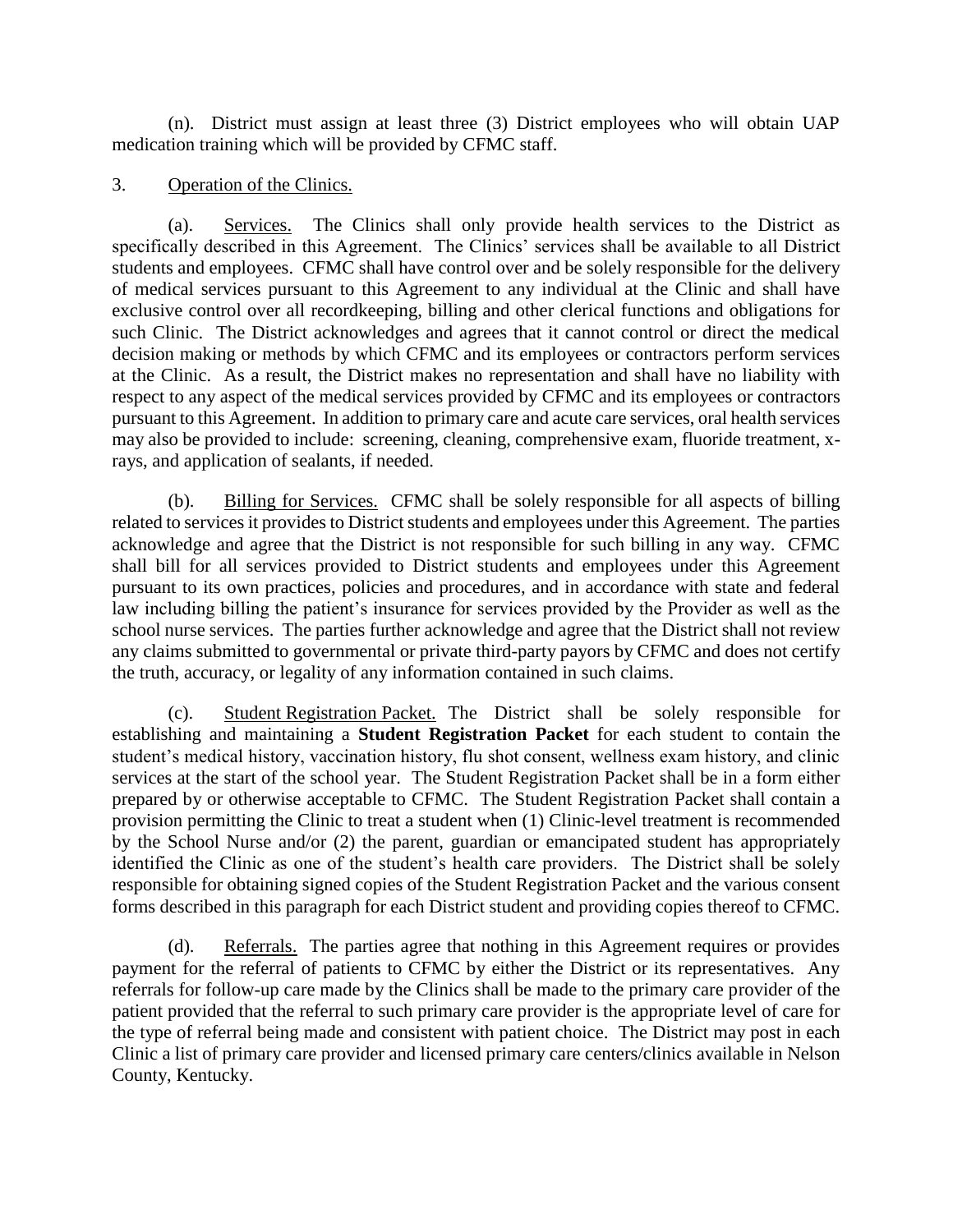(n). District must assign at least three (3) District employees who will obtain UAP medication training which will be provided by CFMC staff.

3. Operation of the Clinics.

(a). Services. The Clinics shall only provide health services to the District as specifically described in this Agreement. The Clinics' services shall be available to all District students and employees. CFMC shall have control over and be solely responsible for the delivery of medical services pursuant to this Agreement to any individual at the Clinic and shall have exclusive control over all recordkeeping, billing and other clerical functions and obligations for such Clinic. The District acknowledges and agrees that it cannot control or direct the medical decision making or methods by which CFMC and its employees or contractors perform services at the Clinic. As a result, the District makes no representation and shall have no liability with respect to any aspect of the medical services provided by CFMC and its employees or contractors pursuant to this Agreement. In addition to primary care and acute care services, oral health services may also be provided to include: screening, cleaning, comprehensive exam, fluoride treatment, x-rays, and application of sealants, if needed.

(b). Billing for Services. CFMC shall be solely responsible for all aspects of billing related to services it provides to District students and employees under this Agreement. The parties acknowledge and agree that the District is not responsible for such billing in any way. CFMC shall bill for all services provided to District students and employees under this Agreement pursuant to its own practices, policies and procedures, and in accordance with state and federal law including billing the patient's insurance for services provided by the Provider as well as the school nurse services. The parties further acknowledge and agree that the District shall not review any claims submitted to governmental or private third-party payors by CFMC and does not certify the truth, accuracy, or legality of any information contained in such claims.

(c). Student Registration Packet. The District shall be solely responsible for establishing and maintaining a **Student Registration Packet** for each student to contain the student's medical history, vaccination history, flu shot consent, wellness exam history, and clinic services at the start of the school year. The Student Registration Packet shall be in a form either prepared by or otherwise acceptable to CFMC. The Student Registration Packet shall contain a provision permitting the Clinic to treat a student when (1) Clinic-level treatment is recommended by the School Nurse and/or (2) the parent, guardian or emancipated student has appropriately identified the Clinic as one of the student's health care providers. The District shall be solely responsible for obtaining signed copies of the Student Registration Packet and the various consent forms described in this paragraph for each District student and providing copies thereof to CFMC.

(d). Referrals. The parties agree that nothing in this Agreement requires or provides payment for the referral of patients to CFMC by either the District or its representatives. Any referrals for follow-up care made by the Clinics shall be made to the primary care provider of the patient provided that the referral to such primary care provider is the appropriate level of care for the type of referral being made and consistent with patient choice. The District may post in each Clinic a list of primary care provider and licensed primary care centers/clinics available in Nelson County, Kentucky.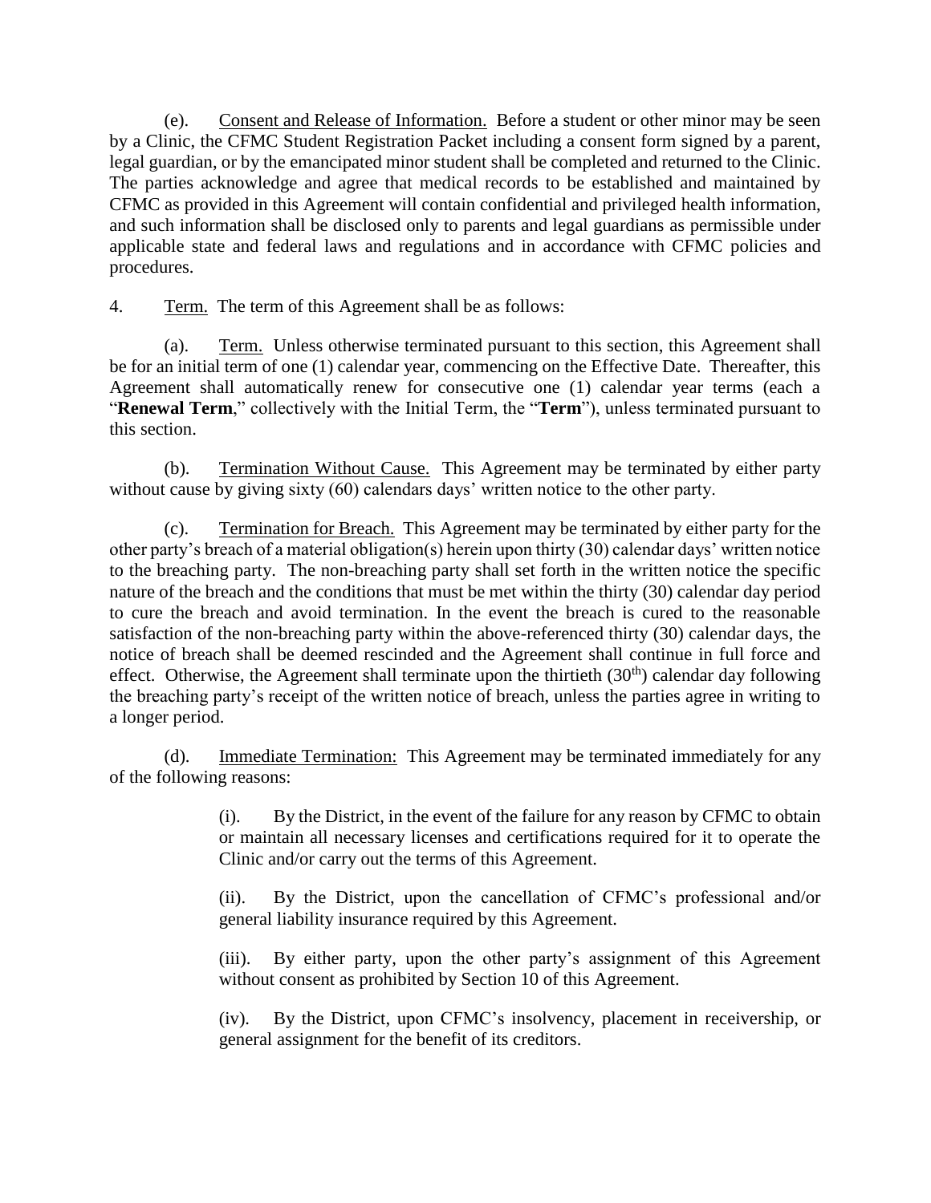(e). <u>Consent and Release of Information.</u> Before a student or other minor may be seen by a Clinic, the CFMC Student Registration Packet including a consent form signed by a parent, legal guardian, or by the emancipated minor student shall be completed and returned to the Clinic. The parties acknowledge and agree that medical records to be established and maintained by CFMC as provided in this Agreement will contain confidential and privileged health information, and such information shall be disclosed only to parents and legal guardians as permissible under applicable state and federal laws and regulations and in accordance with CFMC policies and procedures.

4. <u>Term.</u> The term of this Agreement shall be as follows:

(a). <u>Term.</u> Unless otherwise terminated pursuant to this section, this Agreement shall be for an initial term of one (1) calendar year, commencing on the Effective Date. Thereafter, this Agreement shall automatically renew for consecutive one (1) calendar year terms (each a "**Renewal Term**," collectively with the Initial Term, the "**Term**"), unless terminated pursuant to this section.

(b). <u>Termination Without Cause.</u> This Agreement may be terminated by either party without cause by giving sixty (60) calendars days' written notice to the other party.

(c). <u>Termination for Breach.</u> This Agreement may be terminated by either party for the other party's breach of a material obligation(s) herein upon thirty (30) calendar days' written notice to the breaching party. The non-breaching party shall set forth in the written notice the specific nature of the breach and the conditions that must be met within the thirty (30) calendar day period to cure the breach and avoid termination. In the event the breach is cured to the reasonable satisfaction of the non-breaching party within the above-referenced thirty (30) calendar days, the notice of breach shall be deemed rescinded and the Agreement shall continue in full force and effect. Otherwise, the Agreement shall terminate upon the thirtieth (30th) calendar day following the breaching party's receipt of the written notice of breach, unless the parties agree in writing to a longer period.

(d). <u>Immediate Termination:</u> This Agreement may be terminated immediately for any of the following reasons:

(i). By the District, in the event of the failure for any reason by CFMC to obtain or maintain all necessary licenses and certifications required for it to operate the Clinic and/or carry out the terms of this Agreement.

(ii). By the District, upon the cancellation of CFMC's professional and/or general liability insurance required by this Agreement.

(iii). By either party, upon the other party's assignment of this Agreement without consent as prohibited by Section 10 of this Agreement.

(iv). By the District, upon CFMC's insolvency, placement in receivership, or general assignment for the benefit of its creditors.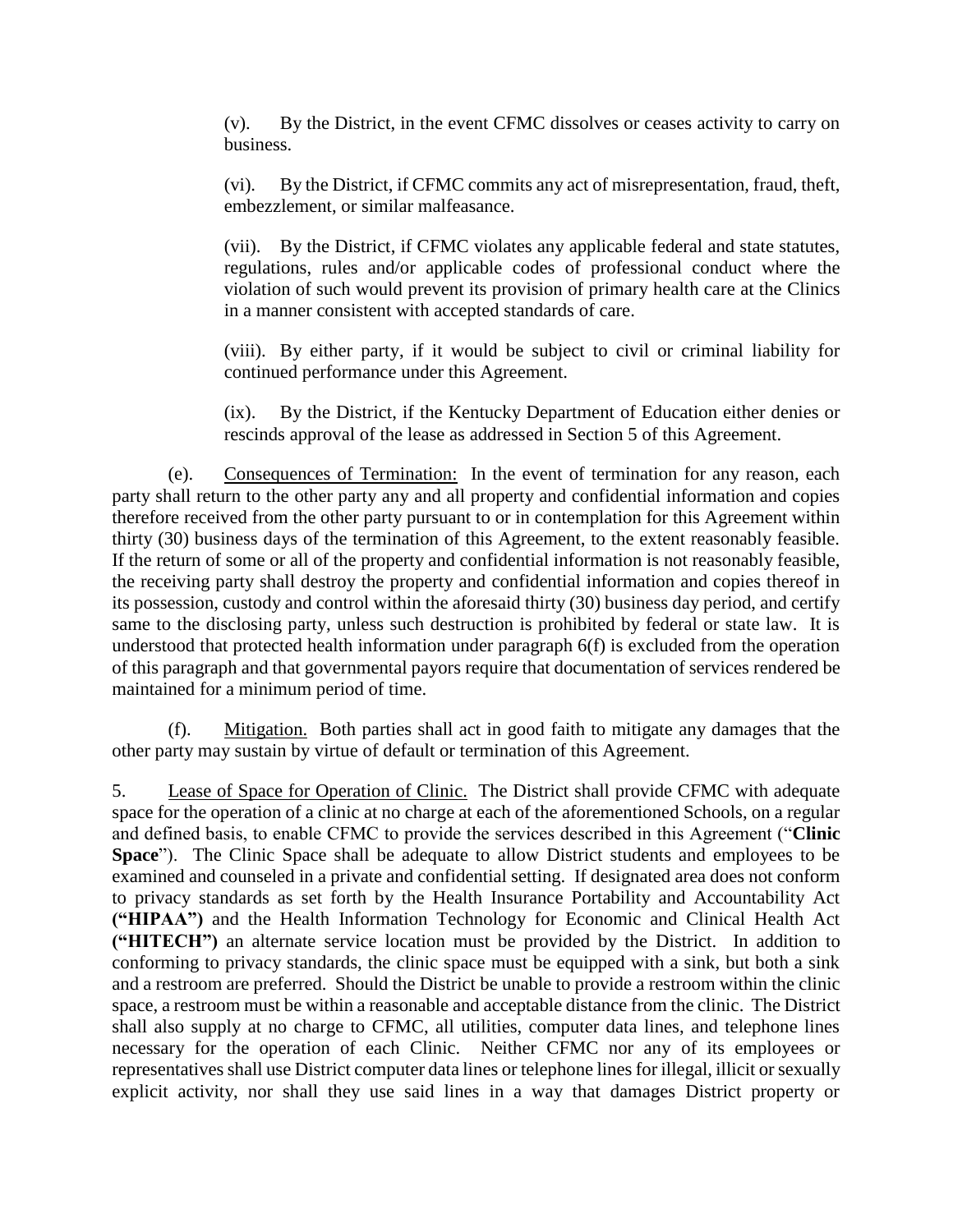(v). By the District, in the event CFMC dissolves or ceases activity to carry on business.

(vi). By the District, if CFMC commits any act of misrepresentation, fraud, theft, embezzlement, or similar malfeasance.

(vii). By the District, if CFMC violates any applicable federal and state statutes, regulations, rules and/or applicable codes of professional conduct where the violation of such would prevent its provision of primary health care at the Clinics in a manner consistent with accepted standards of care.

(viii). By either party, if it would be subject to civil or criminal liability for continued performance under this Agreement.

(ix). By the District, if the Kentucky Department of Education either denies or rescinds approval of the lease as addressed in Section 5 of this Agreement.

(e). <u>Consequences of Termination:</u> In the event of termination for any reason, each party shall return to the other party any and all property and confidential information and copies therefore received from the other party pursuant to or in contemplation for this Agreement within thirty (30) business days of the termination of this Agreement, to the extent reasonably feasible. If the return of some or all of the property and confidential information is not reasonably feasible, the receiving party shall destroy the property and confidential information and copies thereof in its possession, custody and control within the aforesaid thirty (30) business day period, and certify same to the disclosing party, unless such destruction is prohibited by federal or state law. It is understood that protected health information under paragraph 6(f) is excluded from the operation of this paragraph and that governmental payors require that documentation of services rendered be maintained for a minimum period of time.

(f). <u>Mitigation.</u> Both parties shall act in good faith to mitigate any damages that the other party may sustain by virtue of default or termination of this Agreement.

5. <u>Lease of Space for Operation of Clinic.</u> The District shall provide CFMC with adequate space for the operation of a clinic at no charge at each of the aforementioned Schools, on a regular and defined basis, to enable CFMC to provide the services described in this Agreement ("**Clinic Space**"). The Clinic Space shall be adequate to allow District students and employees to be examined and counseled in a private and confidential setting. If designated area does not conform to privacy standards as set forth by the Health Insurance Portability and Accountability Act **("HIPAA")** and the Health Information Technology for Economic and Clinical Health Act **("HITECH")** an alternate service location must be provided by the District. In addition to conforming to privacy standards, the clinic space must be equipped with a sink, but both a sink and a restroom are preferred. Should the District be unable to provide a restroom within the clinic space, a restroom must be within a reasonable and acceptable distance from the clinic. The District shall also supply at no charge to CFMC, all utilities, computer data lines, and telephone lines necessary for the operation of each Clinic. Neither CFMC nor any of its employees or representatives shall use District computer data lines or telephone lines for illegal, illicit or sexually explicit activity, nor shall they use said lines in a way that damages District property or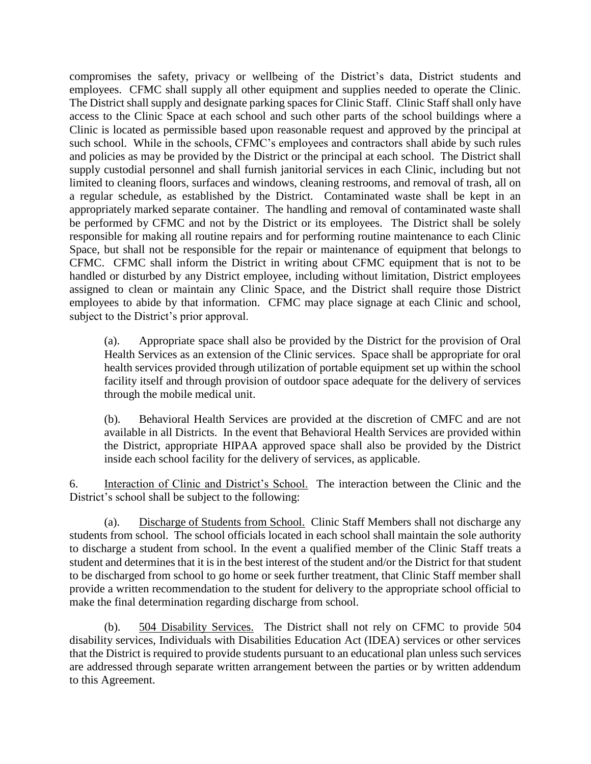compromises the safety, privacy or wellbeing of the District's data, District students and employees. CFMC shall supply all other equipment and supplies needed to operate the Clinic. The District shall supply and designate parking spaces for Clinic Staff. Clinic Staff shall only have access to the Clinic Space at each school and such other parts of the school buildings where a Clinic is located as permissible based upon reasonable request and approved by the principal at such school. While in the schools, CFMC's employees and contractors shall abide by such rules and policies as may be provided by the District or the principal at each school. The District shall supply custodial personnel and shall furnish janitorial services in each Clinic, including but not limited to cleaning floors, surfaces and windows, cleaning restrooms, and removal of trash, all on a regular schedule, as established by the District. Contaminated waste shall be kept in an appropriately marked separate container. The handling and removal of contaminated waste shall be performed by CFMC and not by the District or its employees. The District shall be solely responsible for making all routine repairs and for performing routine maintenance to each Clinic Space, but shall not be responsible for the repair or maintenance of equipment that belongs to CFMC. CFMC shall inform the District in writing about CFMC equipment that is not to be handled or disturbed by any District employee, including without limitation, District employees assigned to clean or maintain any Clinic Space, and the District shall require those District employees to abide by that information. CFMC may place signage at each Clinic and school, subject to the District's prior approval.

(a). Appropriate space shall also be provided by the District for the provision of Oral Health Services as an extension of the Clinic services. Space shall be appropriate for oral health services provided through utilization of portable equipment set up within the school facility itself and through provision of outdoor space adequate for the delivery of services through the mobile medical unit.

(b). Behavioral Health Services are provided at the discretion of CMFC and are not available in all Districts. In the event that Behavioral Health Services are provided within the District, appropriate HIPAA approved space shall also be provided by the District inside each school facility for the delivery of services, as applicable.

6. Interaction of Clinic and District's School. The interaction between the Clinic and the District's school shall be subject to the following:

(a). Discharge of Students from School. Clinic Staff Members shall not discharge any students from school. The school officials located in each school shall maintain the sole authority to discharge a student from school. In the event a qualified member of the Clinic Staff treats a student and determines that it is in the best interest of the student and/or the District for that student to be discharged from school to go home or seek further treatment, that Clinic Staff member shall provide a written recommendation to the student for delivery to the appropriate school official to make the final determination regarding discharge from school.

(b). 504 Disability Services. The District shall not rely on CFMC to provide 504 disability services, Individuals with Disabilities Education Act (IDEA) services or other services that the District is required to provide students pursuant to an educational plan unless such services are addressed through separate written arrangement between the parties or by written addendum to this Agreement.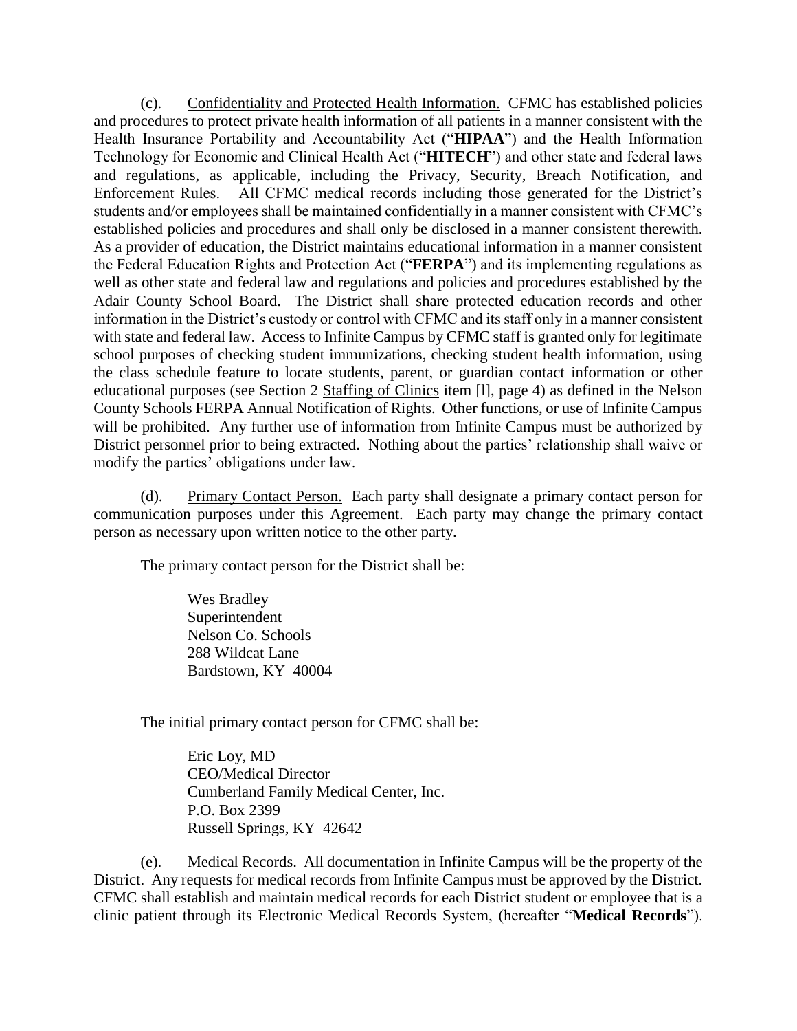(c). <u>Confidentiality and Protected Health Information.</u> CFMC has established policies and procedures to protect private health information of all patients in a manner consistent with the Health Insurance Portability and Accountability Act ("**HIPAA**") and the Health Information Technology for Economic and Clinical Health Act ("**HITECH**") and other state and federal laws and regulations, as applicable, including the Privacy, Security, Breach Notification, and Enforcement Rules. All CFMC medical records including those generated for the District's students and/or employees shall be maintained confidentially in a manner consistent with CFMC's established policies and procedures and shall only be disclosed in a manner consistent therewith. As a provider of education, the District maintains educational information in a manner consistent the Federal Education Rights and Protection Act ("**FERPA**") and its implementing regulations as well as other state and federal law and regulations and policies and procedures established by the Adair County School Board. The District shall share protected education records and other information in the District's custody or control with CFMC and its staff only in a manner consistent with state and federal law. Access to Infinite Campus by CFMC staff is granted only for legitimate school purposes of checking student immunizations, checking student health information, using the class schedule feature to locate students, parent, or guardian contact information or other educational purposes (see Section 2 <u>Staffing of Clinics</u> item [l], page 4) as defined in the Nelson County Schools FERPA Annual Notification of Rights. Other functions, or use of Infinite Campus will be prohibited. Any further use of information from Infinite Campus must be authorized by District personnel prior to being extracted. Nothing about the parties' relationship shall waive or modify the parties' obligations under law.

(d). <u>Primary Contact Person.</u> Each party shall designate a primary contact person for communication purposes under this Agreement. Each party may change the primary contact person as necessary upon written notice to the other party.

The primary contact person for the District shall be:

Wes Bradley
Superintendent
Nelson Co. Schools
288 Wildcat Lane
Bardstown, KY 40004

The initial primary contact person for CFMC shall be:

Eric Loy, MD
CEO/Medical Director
Cumberland Family Medical Center, Inc.
P.O. Box 2399
Russell Springs, KY 42642

(e). <u>Medical Records.</u> All documentation in Infinite Campus will be the property of the District. Any requests for medical records from Infinite Campus must be approved by the District. CFMC shall establish and maintain medical records for each District student or employee that is a clinic patient through its Electronic Medical Records System, (hereafter "**Medical Records**").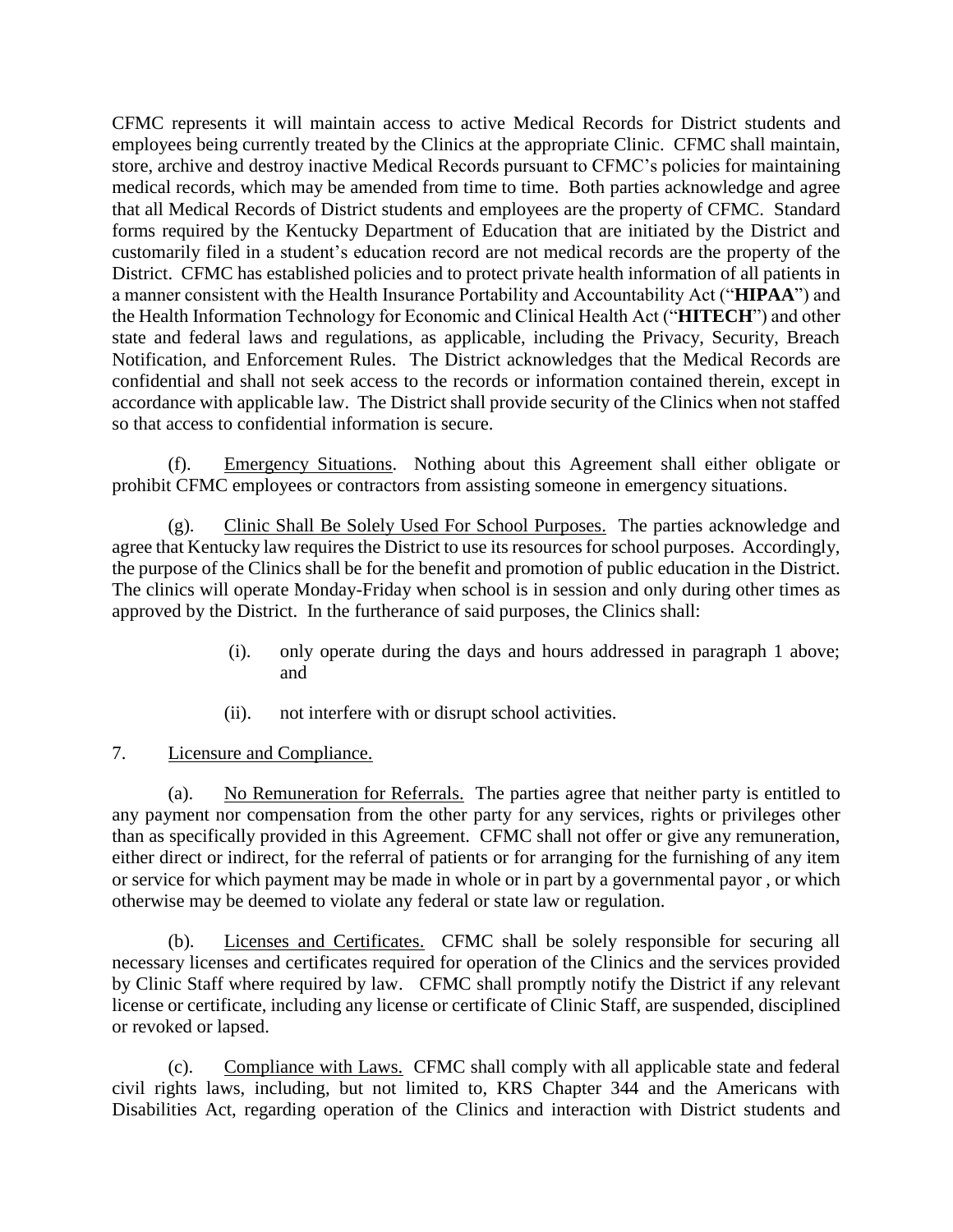CFMC represents it will maintain access to active Medical Records for District students and employees being currently treated by the Clinics at the appropriate Clinic. CFMC shall maintain, store, archive and destroy inactive Medical Records pursuant to CFMC's policies for maintaining medical records, which may be amended from time to time. Both parties acknowledge and agree that all Medical Records of District students and employees are the property of CFMC. Standard forms required by the Kentucky Department of Education that are initiated by the District and customarily filed in a student's education record are not medical records are the property of the District. CFMC has established policies and to protect private health information of all patients in a manner consistent with the Health Insurance Portability and Accountability Act ("**HIPAA**") and the Health Information Technology for Economic and Clinical Health Act ("**HITECH**") and other state and federal laws and regulations, as applicable, including the Privacy, Security, Breach Notification, and Enforcement Rules. The District acknowledges that the Medical Records are confidential and shall not seek access to the records or information contained therein, except in accordance with applicable law. The District shall provide security of the Clinics when not staffed so that access to confidential information is secure.

(f). Emergency Situations. Nothing about this Agreement shall either obligate or prohibit CFMC employees or contractors from assisting someone in emergency situations.

(g). Clinic Shall Be Solely Used For School Purposes. The parties acknowledge and agree that Kentucky law requires the District to use its resources for school purposes. Accordingly, the purpose of the Clinics shall be for the benefit and promotion of public education in the District. The clinics will operate Monday-Friday when school is in session and only during other times as approved by the District. In the furtherance of said purposes, the Clinics shall:

(i). only operate during the days and hours addressed in paragraph 1 above; and

(ii). not interfere with or disrupt school activities.

7. Licensure and Compliance.

(a). No Remuneration for Referrals. The parties agree that neither party is entitled to any payment nor compensation from the other party for any services, rights or privileges other than as specifically provided in this Agreement. CFMC shall not offer or give any remuneration, either direct or indirect, for the referral of patients or for arranging for the furnishing of any item or service for which payment may be made in whole or in part by a governmental payor , or which otherwise may be deemed to violate any federal or state law or regulation.

(b). Licenses and Certificates. CFMC shall be solely responsible for securing all necessary licenses and certificates required for operation of the Clinics and the services provided by Clinic Staff where required by law. CFMC shall promptly notify the District if any relevant license or certificate, including any license or certificate of Clinic Staff, are suspended, disciplined or revoked or lapsed.

(c). Compliance with Laws. CFMC shall comply with all applicable state and federal civil rights laws, including, but not limited to, KRS Chapter 344 and the Americans with Disabilities Act, regarding operation of the Clinics and interaction with District students and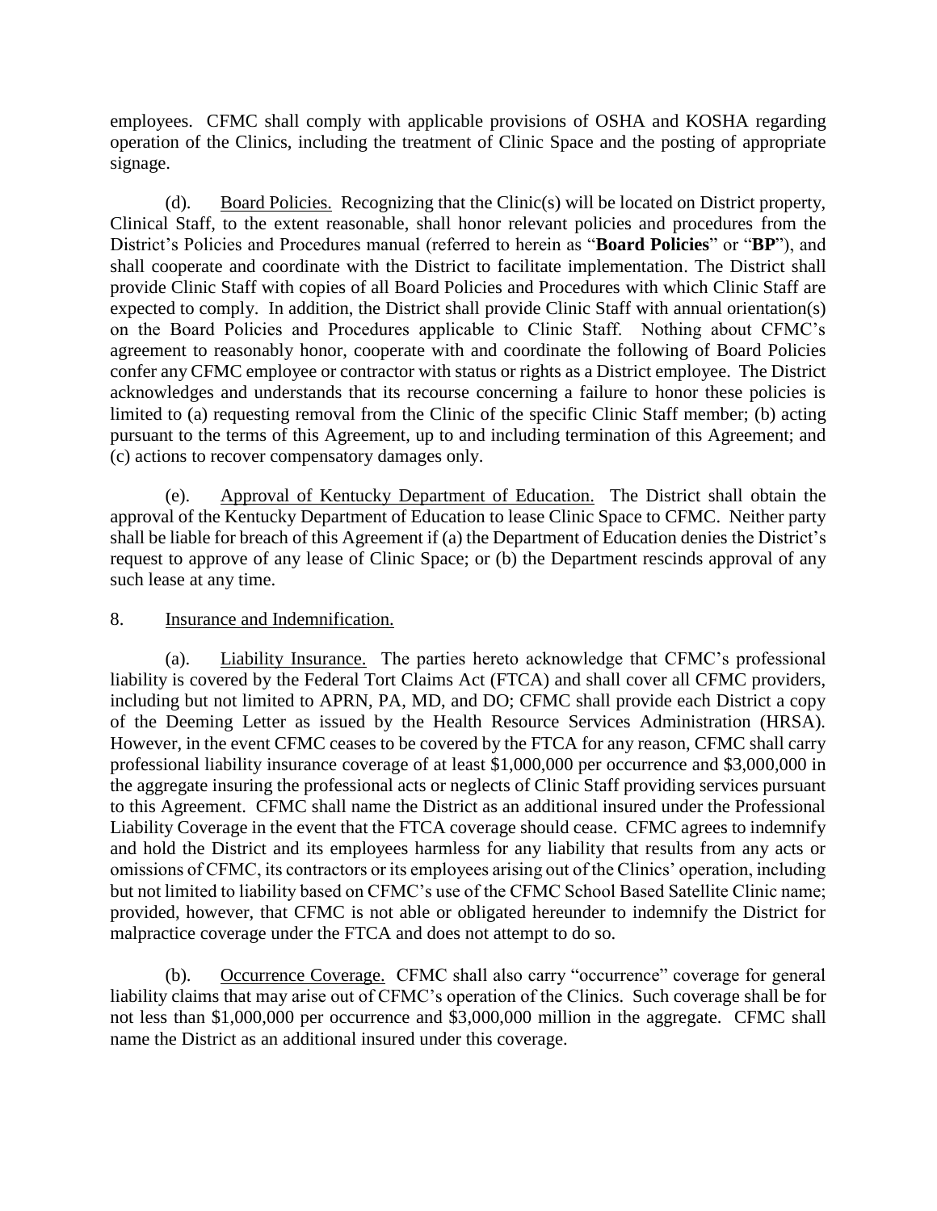employees. CFMC shall comply with applicable provisions of OSHA and KOSHA regarding operation of the Clinics, including the treatment of Clinic Space and the posting of appropriate signage.

(d). Board Policies. Recognizing that the Clinic(s) will be located on District property, Clinical Staff, to the extent reasonable, shall honor relevant policies and procedures from the District's Policies and Procedures manual (referred to herein as "**Board Policies**" or "**BP**"), and shall cooperate and coordinate with the District to facilitate implementation. The District shall provide Clinic Staff with copies of all Board Policies and Procedures with which Clinic Staff are expected to comply. In addition, the District shall provide Clinic Staff with annual orientation(s) on the Board Policies and Procedures applicable to Clinic Staff. Nothing about CFMC's agreement to reasonably honor, cooperate with and coordinate the following of Board Policies confer any CFMC employee or contractor with status or rights as a District employee. The District acknowledges and understands that its recourse concerning a failure to honor these policies is limited to (a) requesting removal from the Clinic of the specific Clinic Staff member; (b) acting pursuant to the terms of this Agreement, up to and including termination of this Agreement; and (c) actions to recover compensatory damages only.

(e). Approval of Kentucky Department of Education. The District shall obtain the approval of the Kentucky Department of Education to lease Clinic Space to CFMC. Neither party shall be liable for breach of this Agreement if (a) the Department of Education denies the District's request to approve of any lease of Clinic Space; or (b) the Department rescinds approval of any such lease at any time.

8. Insurance and Indemnification.

(a). Liability Insurance. The parties hereto acknowledge that CFMC's professional liability is covered by the Federal Tort Claims Act (FTCA) and shall cover all CFMC providers, including but not limited to APRN, PA, MD, and DO; CFMC shall provide each District a copy of the Deeming Letter as issued by the Health Resource Services Administration (HRSA). However, in the event CFMC ceases to be covered by the FTCA for any reason, CFMC shall carry professional liability insurance coverage of at least $1,000,000 per occurrence and $3,000,000 in the aggregate insuring the professional acts or neglects of Clinic Staff providing services pursuant to this Agreement. CFMC shall name the District as an additional insured under the Professional Liability Coverage in the event that the FTCA coverage should cease. CFMC agrees to indemnify and hold the District and its employees harmless for any liability that results from any acts or omissions of CFMC, its contractors or its employees arising out of the Clinics' operation, including but not limited to liability based on CFMC's use of the CFMC School Based Satellite Clinic name; provided, however, that CFMC is not able or obligated hereunder to indemnify the District for malpractice coverage under the FTCA and does not attempt to do so.

(b). Occurrence Coverage. CFMC shall also carry "occurrence" coverage for general liability claims that may arise out of CFMC's operation of the Clinics. Such coverage shall be for not less than $1,000,000 per occurrence and $3,000,000 million in the aggregate. CFMC shall name the District as an additional insured under this coverage.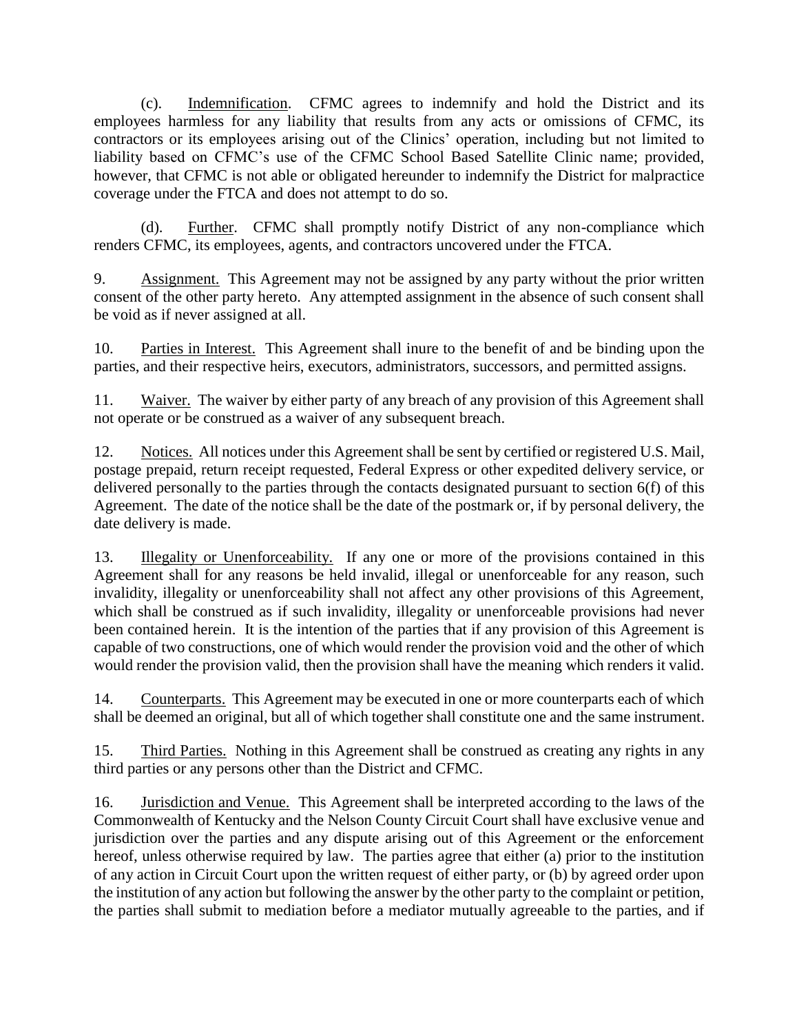(c). Indemnification. CFMC agrees to indemnify and hold the District and its employees harmless for any liability that results from any acts or omissions of CFMC, its contractors or its employees arising out of the Clinics' operation, including but not limited to liability based on CFMC's use of the CFMC School Based Satellite Clinic name; provided, however, that CFMC is not able or obligated hereunder to indemnify the District for malpractice coverage under the FTCA and does not attempt to do so.

(d). Further. CFMC shall promptly notify District of any non-compliance which renders CFMC, its employees, agents, and contractors uncovered under the FTCA.

9. Assignment. This Agreement may not be assigned by any party without the prior written consent of the other party hereto. Any attempted assignment in the absence of such consent shall be void as if never assigned at all.

10. Parties in Interest. This Agreement shall inure to the benefit of and be binding upon the parties, and their respective heirs, executors, administrators, successors, and permitted assigns.

11. Waiver. The waiver by either party of any breach of any provision of this Agreement shall not operate or be construed as a waiver of any subsequent breach.

12. Notices. All notices under this Agreement shall be sent by certified or registered U.S. Mail, postage prepaid, return receipt requested, Federal Express or other expedited delivery service, or delivered personally to the parties through the contacts designated pursuant to section 6(f) of this Agreement. The date of the notice shall be the date of the postmark or, if by personal delivery, the date delivery is made.

13. Illegality or Unenforceability. If any one or more of the provisions contained in this Agreement shall for any reasons be held invalid, illegal or unenforceable for any reason, such invalidity, illegality or unenforceability shall not affect any other provisions of this Agreement, which shall be construed as if such invalidity, illegality or unenforceable provisions had never been contained herein. It is the intention of the parties that if any provision of this Agreement is capable of two constructions, one of which would render the provision void and the other of which would render the provision valid, then the provision shall have the meaning which renders it valid.

14. Counterparts. This Agreement may be executed in one or more counterparts each of which shall be deemed an original, but all of which together shall constitute one and the same instrument.

15. Third Parties. Nothing in this Agreement shall be construed as creating any rights in any third parties or any persons other than the District and CFMC.

16. Jurisdiction and Venue. This Agreement shall be interpreted according to the laws of the Commonwealth of Kentucky and the Nelson County Circuit Court shall have exclusive venue and jurisdiction over the parties and any dispute arising out of this Agreement or the enforcement hereof, unless otherwise required by law. The parties agree that either (a) prior to the institution of any action in Circuit Court upon the written request of either party, or (b) by agreed order upon the institution of any action but following the answer by the other party to the complaint or petition, the parties shall submit to mediation before a mediator mutually agreeable to the parties, and if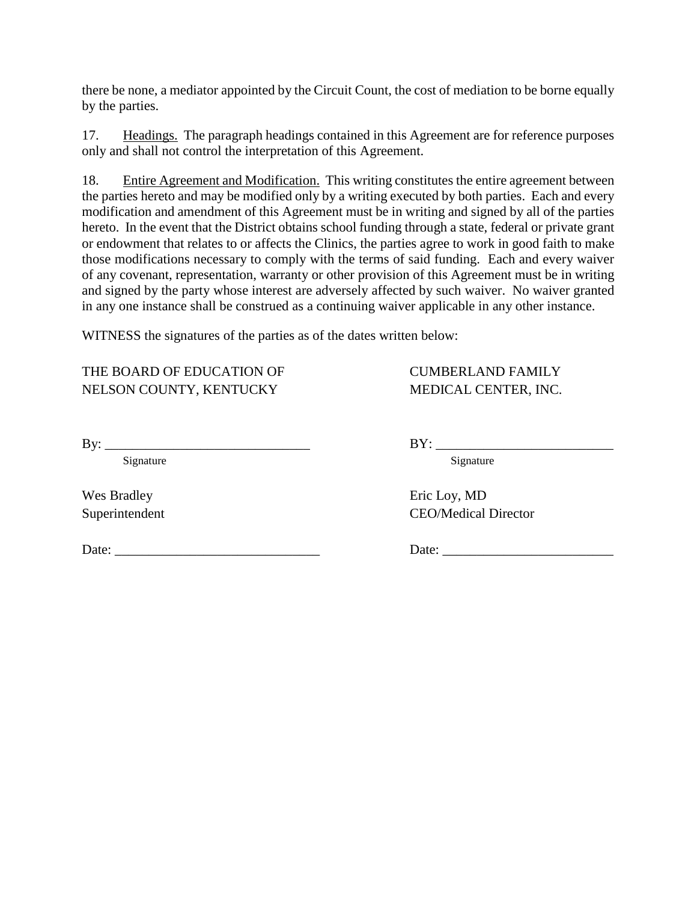there be none, a mediator appointed by the Circuit Count, the cost of mediation to be borne equally by the parties.

17. Headings. The paragraph headings contained in this Agreement are for reference purposes only and shall not control the interpretation of this Agreement.

18. Entire Agreement and Modification. This writing constitutes the entire agreement between the parties hereto and may be modified only by a writing executed by both parties. Each and every modification and amendment of this Agreement must be in writing and signed by all of the parties hereto. In the event that the District obtains school funding through a state, federal or private grant or endowment that relates to or affects the Clinics, the parties agree to work in good faith to make those modifications necessary to comply with the terms of said funding. Each and every waiver of any covenant, representation, warranty or other provision of this Agreement must be in writing and signed by the party whose interest are adversely affected by such waiver. No waiver granted in any one instance shall be construed as a continuing waiver applicable in any other instance.

WITNESS the signatures of the parties as of the dates written below:

THE BOARD OF EDUCATION OF NELSON COUNTY, KENTUCKY

By: ______________________________
Signature

Wes Bradley
Superintendent

Date: ______________________________

CUMBERLAND FAMILY MEDICAL CENTER, INC.

BY: ______________________________
Signature

Eric Loy, MD
CEO/Medical Director

Date: ______________________________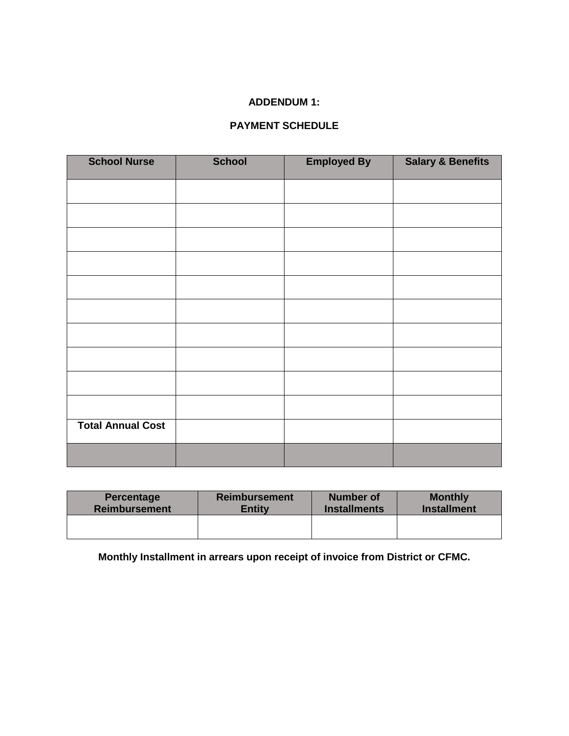**ADDENDUM 1:**

**PAYMENT SCHEDULE**

| School Nurse | School | Employed By | Salary & Benefits |
|---|---|---|---|
| | | | |
| | | | |
| | | | |
| | | | |
| | | | |
| | | | |
| | | | |
| | | | |
| | | | |
| | | | |
| **Total Annual Cost** | | | |
| | | | |

| Percentage Reimbursement | Reimbursement Entity | Number of Installments | Monthly Installment |
|---|---|---|---|
| | | | |

**Monthly Installment in arrears upon receipt of invoice from District or CFMC.**